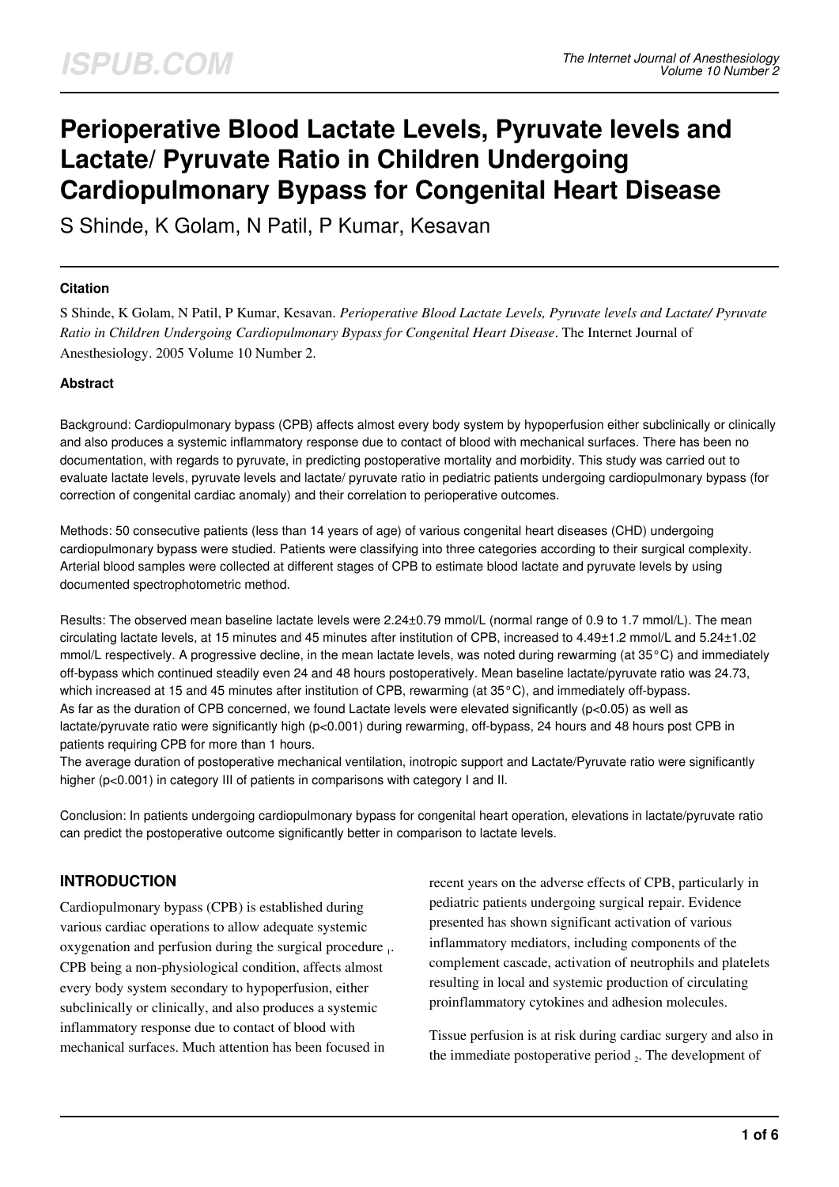# Perioperative Blood Lactate Levels, Pyruvate levels and Lactate/ Pyruvate Ratio in Children Undergoing Cardiopulmonary Bypass for Congenital Heart Disease

S Shinde, K Golam, N Patil, P Kumar, Kesavan

#### Citation

S Shinde, K Golam, N Patil, P Kumar, Kesavan. *Perioperative Blood Lactate Levels, Pyruvate levels and Lactate/ Pyruvate Ratio in Children Undergoing Cardiopulmonary Bypass for Congenital Heart Disease*. The Internet Journal of Anesthesiology. 2005 Volume 10 Number 2.

#### Abstract

Background: Cardiopulmonary bypass (CPB) affects almost every body system by hypoperfusion either subclinically or clinically and also produces a systemic inflammatory response due to contact of blood with mechanical surfaces. There has been no documentation, with regards to pyruvate, in predicting postoperative mortality and morbidity. This study was carried out to evaluate lactate levels, pyruvate levels and lactate/ pyruvate ratio in pediatric patients undergoing cardiopulmonary bypass (for correction of congenital cardiac anomaly) and their correlation to perioperative outcomes.

Methods: 50 consecutive patients (less than 14 years of age) of various congenital heart diseases (CHD) undergoing cardiopulmonary bypass were studied. Patients were classifying into three categories according to their surgical complexity. Arterial blood samples were collected at different stages of CPB to estimate blood lactate and pyruvate levels by using documented spectrophotometric method.

Results: The observed mean baseline lactate levels were 2.24±0.79 mmol/L (normal range of 0.9 to 1.7 mmol/L). The mean circulating lactate levels, at 15 minutes and 45 minutes after institution of CPB, increased to 4.49±1.2 mmol/L and 5.24±1.02 mmol/L respectively. A progressive decline, in the mean lactate levels, was noted during rewarming (at 35°C) and immediately off-bypass which continued steadily even 24 and 48 hours postoperatively. Mean baseline lactate/pyruvate ratio was 24.73, which increased at 15 and 45 minutes after institution of CPB, rewarming (at 35°C), and immediately off-bypass. As far as the duration of CPB concerned, we found Lactate levels were elevated significantly ($p<0.05$) as well as lactate/pyruvate ratio were significantly high ($p<0.001$) during rewarming, off-bypass, 24 hours and 48 hours post CPB in patients requiring CPB for more than 1 hours.
The average duration of postoperative mechanical ventilation, inotropic support and Lactate/Pyruvate ratio were significantly higher ($p<0.001$) in category III of patients in comparisons with category I and II.

Conclusion: In patients undergoing cardiopulmonary bypass for congenital heart operation, elevations in lactate/pyruvate ratio can predict the postoperative outcome significantly better in comparison to lactate levels.

## INTRODUCTION

Cardiopulmonary bypass (CPB) is established during various cardiac operations to allow adequate systemic oxygenation and perfusion during the surgical procedure [1]. CPB being a non-physiological condition, affects almost every body system secondary to hypoperfusion, either subclinically or clinically, and also produces a systemic inflammatory response due to contact of blood with mechanical surfaces. Much attention has been focused in recent years on the adverse effects of CPB, particularly in pediatric patients undergoing surgical repair. Evidence presented has shown significant activation of various inflammatory mediators, including components of the complement cascade, activation of neutrophils and platelets resulting in local and systemic production of circulating proinflammatory cytokines and adhesion molecules.

Tissue perfusion is at risk during cardiac surgery and also in the immediate postoperative period [2]. The development of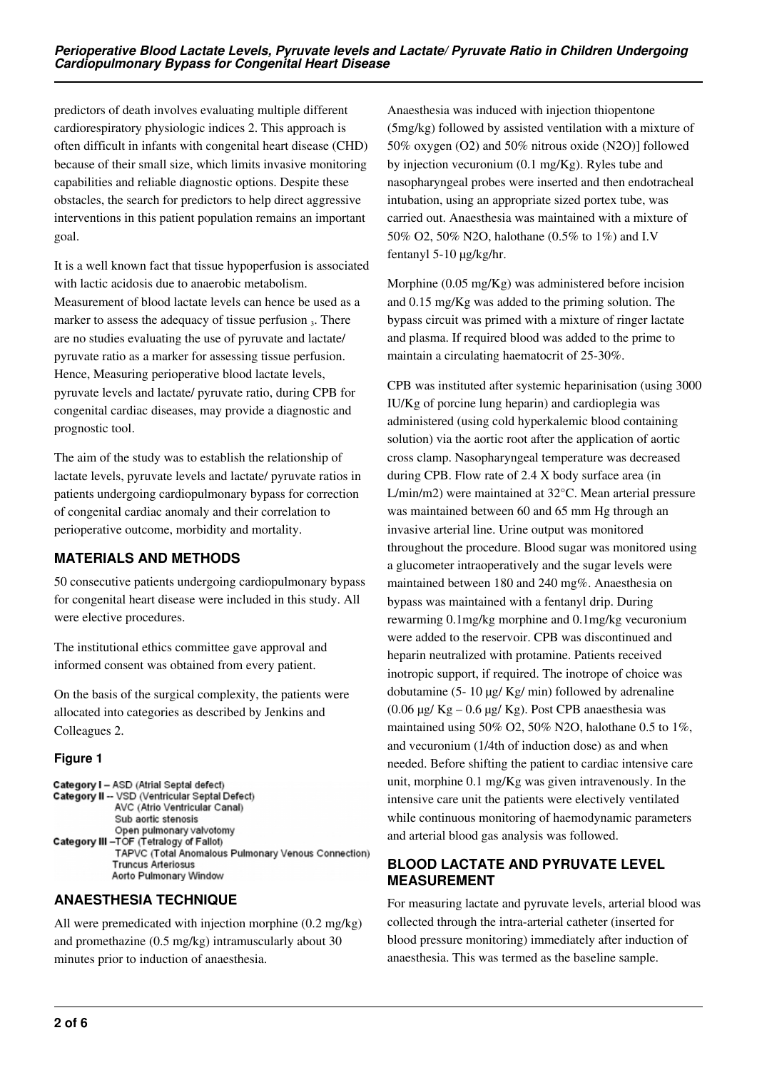predictors of death involves evaluating multiple different cardiorespiratory physiologic indices 2. This approach is often difficult in infants with congenital heart disease (CHD) because of their small size, which limits invasive monitoring capabilities and reliable diagnostic options. Despite these obstacles, the search for predictors to help direct aggressive interventions in this patient population remains an important goal.

It is a well known fact that tissue hypoperfusion is associated with lactic acidosis due to anaerobic metabolism. Measurement of blood lactate levels can hence be used as a marker to assess the adequacy of tissue perfusion [3]. There are no studies evaluating the use of pyruvate and lactate/ pyruvate ratio as a marker for assessing tissue perfusion. Hence, Measuring perioperative blood lactate levels, pyruvate levels and lactate/ pyruvate ratio, during CPB for congenital cardiac diseases, may provide a diagnostic and prognostic tool.

The aim of the study was to establish the relationship of lactate levels, pyruvate levels and lactate/ pyruvate ratios in patients undergoing cardiopulmonary bypass for correction of congenital cardiac anomaly and their correlation to perioperative outcome, morbidity and mortality.

## MATERIALS AND METHODS

50 consecutive patients undergoing cardiopulmonary bypass for congenital heart disease were included in this study. All were elective procedures.

The institutional ethics committee gave approval and informed consent was obtained from every patient.

On the basis of the surgical complexity, the patients were allocated into categories as described by Jenkins and Colleagues 2.

### Figure 1

Category I – ASD (Atrial Septal defect)
Category II -- VSD (Ventricular Septal Defect)
AVC (Atrio Ventricular Canal)
Sub aortic stenosis
Open pulmonary valvotomy
Category III –TOF (Tetralogy of Fallot)
TAPVC (Total Anomalous Pulmonary Venous Connection)
Truncus Arteriosus
Aorto Pulmonary Window

## ANAESTHESIA TECHNIQUE

All were premedicated with injection morphine (0.2 mg/kg) and promethazine (0.5 mg/kg) intramuscularly about 30 minutes prior to induction of anaesthesia.

Anaesthesia was induced with injection thiopentone (5mg/kg) followed by assisted ventilation with a mixture of 50% oxygen ($O_2$) and 50% nitrous oxide ($N_2O$)] followed by injection vecuronium (0.1 mg/Kg). Ryles tube and nasopharyngeal probes were inserted and then endotracheal intubation, using an appropriate sized portex tube, was carried out. Anaesthesia was maintained with a mixture of 50% $O_2$, 50% $N_2O$, halothane (0.5% to 1%) and I.V fentanyl 5-10 µg/kg/hr.

Morphine (0.05 mg/Kg) was administered before incision and 0.15 mg/Kg was added to the priming solution. The bypass circuit was primed with a mixture of ringer lactate and plasma. If required blood was added to the prime to maintain a circulating haematocrit of 25-30%.

CPB was instituted after systemic heparinisation (using 3000 IU/Kg of porcine lung heparin) and cardioplegia was administered (using cold hyperkalemic blood containing solution) via the aortic root after the application of aortic cross clamp. Nasopharyngeal temperature was decreased during CPB. Flow rate of 2.4 X body surface area (in L/min/m2) were maintained at 32°C. Mean arterial pressure was maintained between 60 and 65 mm Hg through an invasive arterial line. Urine output was monitored throughout the procedure. Blood sugar was monitored using a glucometer intraoperatively and the sugar levels were maintained between 180 and 240 mg%. Anaesthesia on bypass was maintained with a fentanyl drip. During rewarming 0.1mg/kg morphine and 0.1mg/kg vecuronium were added to the reservoir. CPB was discontinued and heparin neutralized with protamine. Patients received inotropic support, if required. The inotrope of choice was dobutamine (5- 10 µg/ Kg/ min) followed by adrenaline (0.06 µg/ Kg – 0.6 µg/ Kg). Post CPB anaesthesia was maintained using 50% $O_2$, 50% $N_2O$, halothane 0.5 to 1%, and vecuronium (1/4th of induction dose) as and when needed. Before shifting the patient to cardiac intensive care unit, morphine 0.1 mg/Kg was given intravenously. In the intensive care unit the patients were electively ventilated while continuous monitoring of haemodynamic parameters and arterial blood gas analysis was followed.

## BLOOD LACTATE AND PYRUVATE LEVEL MEASUREMENT

For measuring lactate and pyruvate levels, arterial blood was collected through the intra-arterial catheter (inserted for blood pressure monitoring) immediately after induction of anaesthesia. This was termed as the baseline sample.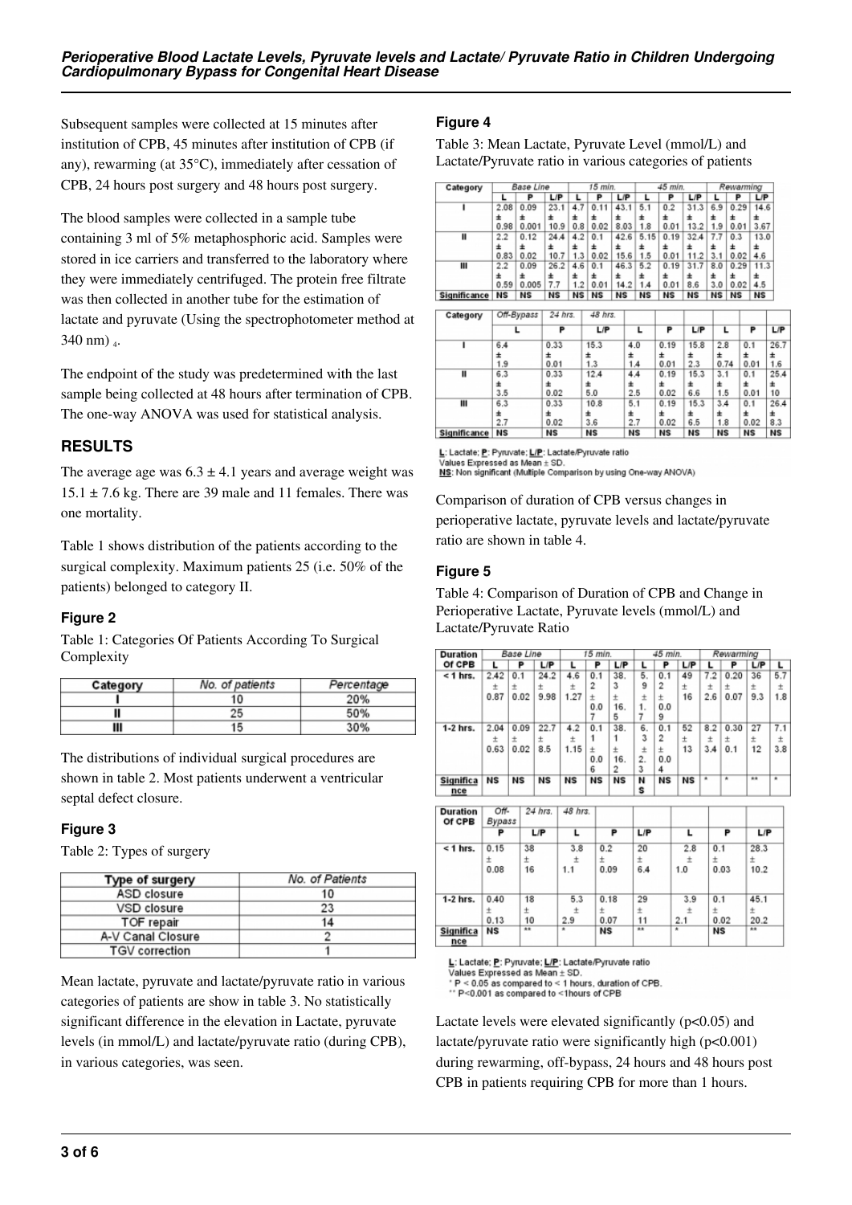Subsequent samples were collected at 15 minutes after institution of CPB, 45 minutes after institution of CPB (if any), rewarming (at 35°C), immediately after cessation of CPB, 24 hours post surgery and 48 hours post surgery.

The blood samples were collected in a sample tube containing 3 ml of 5% metaphosphoric acid. Samples were stored in ice carriers and transferred to the laboratory where they were immediately centrifuged. The protein free filtrate was then collected in another tube for the estimation of lactate and pyruvate (Using the spectrophotometer method at 340 nm) [4].

The endpoint of the study was predetermined with the last sample being collected at 48 hours after termination of CPB. The one-way ANOVA was used for statistical analysis.

## RESULTS

The average age was $6.3 \pm 4.1$ years and average weight was $15.1 \pm 7.6$ kg. There are 39 male and 11 females. There was one mortality.

Table 1 shows distribution of the patients according to the surgical complexity. Maximum patients 25 (i.e. 50% of the patients) belonged to category II.

### Figure 2

Table 1: Categories Of Patients According To Surgical Complexity

| Category | No. of patients | Percentage |
|---|---|---|
| I | 10 | 20% |
| II | 25 | 50% |
| III | 15 | 30% |

The distributions of individual surgical procedures are shown in table 2. Most patients underwent a ventricular septal defect closure.

### Figure 3

Table 2: Types of surgery

| Type of surgery | No. of Patients |
|---|---|
| ASD closure | 10 |
| VSD closure | 23 |
| TOF repair | 14 |
| A-V Canal Closure | 2 |
| TGV correction | 1 |

Mean lactate, pyruvate and lactate/pyruvate ratio in various categories of patients are show in table 3. No statistically significant difference in the elevation in Lactate, pyruvate levels (in mmol/L) and lactate/pyruvate ratio (during CPB), in various categories, was seen.

### Figure 4

Table 3: Mean Lactate, Pyruvate Level (mmol/L) and Lactate/Pyruvate ratio in various categories of patients

| Category | Base Line | | | 15 min. | | | 45 min. | | | Rewarming | | |
|---|---|---|---|---|---|---|---|---|---|---|---|---|
| | L | P | L/P | L | P | L/P | L | P | L/P | L | P | L/P |
| I | 2.08 ± 0.98 | 0.09 ± 0.001 | 23.1 ± 10.9 | 4.7 ± 0.8 | 0.11 ± 0.02 | 43.1 ± 8.03 | 5.1 ± 1.8 | 0.2 ± 0.01 | 31.3 ± 13.2 | 6.9 ± 1.9 | 0.29 ± 0.01 | 14.6 ± 3.67 |
| II | 2.2 ± 0.83 | 0.12 ± 0.02 | 24.4 ± 10.7 | 4.2 ± 1.3 | 0.1 ± 0.02 | 42.6 ± 15.6 | 5.15 ± 1.5 | 0.19 ± 0.01 | 32.4 ± 11.2 | 7.7 ± 3.1 | 0.3 ± 0.02 | 13.0 ± 4.6 |
| III | 2.2 ± 0.59 | 0.09 ± 0.005 | 26.2 ± 7.7 | 4.6 ± 1.2 | 0.1 ± 0.01 | 46.3 ± 14.2 | 5.2 ± 1.4 | 0.19 ± 0.01 | 31.7 ± 8.6 | 8.0 ± 3.0 | 0.29 ± 0.02 | 11.3 ± 4.5 |
| Significance | NS | NS | NS | NS | NS | NS | NS | NS | NS | NS | NS | NS |

| Category | Off-Bypass | | | 24 hrs. | | | 48 hrs. | | |
|---|---|---|---|---|---|---|---|---|---|
| | L | P | L/P | L | P | L/P | L | P | L/P |
| I | 6.4 ± 1.9 | 0.33 ± 0.01 | 15.3 ± 1.3 | 4.0 ± 1.4 | 0.19 ± 0.01 | 15.8 ± 2.3 | 2.8 ± 0.74 | 0.1 ± 0.01 | 26.7 ± 1.6 |
| II | 6.3 ± 3.5 | 0.33 ± 0.02 | 12.4 ± 5.0 | 4.4 ± 2.5 | 0.19 ± 0.02 | 15.3 ± 6.6 | 3.1 ± 1.5 | 0.1 ± 0.01 | 25.4 ± 10 |
| III | 6.3 ± 2.7 | 0.33 ± 0.02 | 10.8 ± 3.6 | 5.1 ± 2.7 | 0.19 ± 0.02 | 15.3 ± 6.5 | 3.4 ± 1.8 | 0.1 ± 0.02 | 26.4 ± 8.3 |
| Significance | NS | NS | NS | NS | NS | NS | NS | NS | NS |

L: Lactate; P: Pyruvate; L/P: Lactate/Pyruvate ratio
Values Expressed as Mean ± SD.
NS: Non significant (Multiple Comparison by using One-way ANOVA)

Comparison of duration of CPB versus changes in perioperative lactate, pyruvate levels and lactate/pyruvate ratio are shown in table 4.

### Figure 5

Table 4: Comparison of Duration of CPB and Change in Perioperative Lactate, Pyruvate levels (mmol/L) and Lactate/Pyruvate Ratio

| Duration Of CPB | Base Line | | | 15 min. | | | 45 min. | | | Rewarming | | | Off-Bypass | | |
|---|---|---|---|---|---|---|---|---|---|---|---|---|---|---|---|
| | L | P | L/P | L | P | L/P | L | P | L/P | L | P | L/P | L | P | L/P |
| < 1 hrs. | 2.42 ± 0.87 | 0.1 ± 0.02 | 24.2 ± 9.98 | 4.6 ± 1.27 | 0.12 ± 0.07 | 38.3 ± 16.5 | 5.9 ± 1.7 | 0.12 ± 0.09 | 49 ± 16 | 7.2 ± 2.6 | 0.20 ± 0.07 | 36 ± 9.3 | 5.7 ± 1.8 | 0.15 ± 0.08 | 38 ± 16 |
| 1-2 hrs. | 2.04 ± 0.63 | 0.09 ± 0.02 | 22.7 ± 8.5 | 4.2 ± 1.15 | 0.11 ± 0.06 | 38.1 ± 16.2 | 6.3 ± 2.3 | 0.12 ± 0.04 | 52 ± 13 | 8.2 ± 3.4 | 0.30 ± 0.1 | 27 ± 12 | 7.1 ± 3.8 | 0.40 ± 0.13 | 18 ± 10 |
| Significance | NS | NS | NS | NS | NS | NS | NS | NS | NS | * | * | ** | * | NS | ** |

| Duration Of CPB | 24 hrs. | | | 48 hrs. | | |
|---|---|---|---|---|---|---|
| | L | P | L/P | L | P | L/P |
| < 1 hrs. | 3.8 ± 1.1 | 0.2 ± 0.09 | 20 ± 6.4 | 2.8 ± 1.0 | 0.1 ± 0.03 | 28.3 ± 10.2 |
| 1-2 hrs. | 5.3 ± 2.9 | 0.18 ± 0.07 | 29 ± 11 | 3.9 ± 2.1 | 0.1 ± 0.02 | 45.1 ± 20.2 |
| Significance | * | NS | ** | * | NS | ** |

L: Lactate; P: Pyruvate; L/P: Lactate/Pyruvate ratio
Values Expressed as Mean ± SD.
* $P < 0.05$ as compared to < 1 hours, duration of CPB.
** $P<0.001$ as compared to <1hours of CPB

Lactate levels were elevated significantly ($p<0.05$) and lactate/pyruvate ratio were significantly high ($p<0.001$) during rewarming, off-bypass, 24 hours and 48 hours post CPB in patients requiring CPB for more than 1 hours.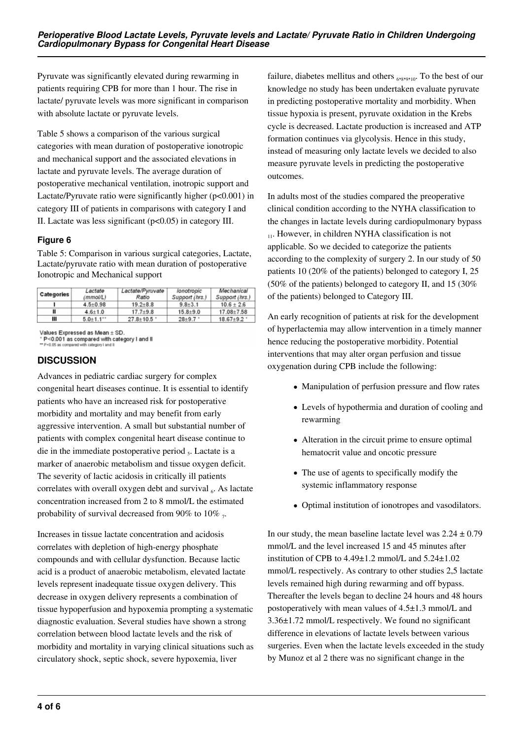Pyruvate was significantly elevated during rewarming in patients requiring CPB for more than 1 hour. The rise in lactate/ pyruvate levels was more significant in comparison with absolute lactate or pyruvate levels.

Table 5 shows a comparison of the various surgical categories with mean duration of postoperative ionotropic and mechanical support and the associated elevations in lactate and pyruvate levels. The average duration of postoperative mechanical ventilation, inotropic support and Lactate/Pyruvate ratio were significantly higher ($p<0.001$) in category III of patients in comparisons with category I and II. Lactate was less significant ($p<0.05$) in category III.

### Figure 6

Table 5: Comparison in various surgical categories, Lactate, Lactate/pyruvate ratio with mean duration of postoperative Ionotropic and Mechanical support

| Categories | Lactate (mmol/L) | Lactate/Pyruvate Ratio | Ionotropic Support (hrs.) | Mechanical Support (hrs.) |
|---|---|---|---|---|
| I | 4.5±0.98 | 19.2±8.8 | 9.8±3.1 | 10.6 ± 2.6 |
| II | 4.6±1.0 | 17.7±9.8 | 15.8±9.0 | 17.08±7.58 |
| III | 5.0±1.1** | 27.8±10.5 * | 28±9.7 * | 18.67±9.2 * |

Values Expressed as Mean ± SD.
* P<0.001 as compared with category I and II
** P<0.05 as compared with category I and II

## DISCUSSION

Advances in pediatric cardiac surgery for complex congenital heart diseases continue. It is essential to identify patients who have an increased risk for postoperative morbidity and mortality and may benefit from early aggressive intervention. A small but substantial number of patients with complex congenital heart disease continue to die in the immediate postoperative period [5]. Lactate is a marker of anaerobic metabolism and tissue oxygen deficit. The severity of lactic acidosis in critically ill patients correlates with overall oxygen debt and survival [6]. As lactate concentration increased from 2 to 8 mmol/L the estimated probability of survival decreased from 90% to 10% [7].

Increases in tissue lactate concentration and acidosis correlates with depletion of high-energy phosphate compounds and with cellular dysfunction. Because lactic acid is a product of anaerobic metabolism, elevated lactate levels represent inadequate tissue oxygen delivery. This decrease in oxygen delivery represents a combination of tissue hypoperfusion and hypoxemia prompting a systematic diagnostic evaluation. Several studies have shown a strong correlation between blood lactate levels and the risk of morbidity and mortality in varying clinical situations such as circulatory shock, septic shock, severe hypoxemia, liver failure, diabetes mellitus and others [6,8,9,10]. To the best of our knowledge no study has been undertaken evaluate pyruvate in predicting postoperative mortality and morbidity. When tissue hypoxia is present, pyruvate oxidation in the Krebs cycle is decreased. Lactate production is increased and ATP formation continues via glycolysis. Hence in this study, instead of measuring only lactate levels we decided to also measure pyruvate levels in predicting the postoperative outcomes.

In adults most of the studies compared the preoperative clinical condition according to the NYHA classification to the changes in lactate levels during cardiopulmonary bypass [11]. However, in children NYHA classification is not applicable. So we decided to categorize the patients according to the complexity of surgery 2. In our study of 50 patients 10 (20% of the patients) belonged to category I, 25 (50% of the patients) belonged to category II, and 15 (30% of the patients) belonged to Category III.

An early recognition of patients at risk for the development of hyperlactemia may allow intervention in a timely manner hence reducing the postoperative morbidity. Potential interventions that may alter organ perfusion and tissue oxygenation during CPB include the following:

- Manipulation of perfusion pressure and flow rates
- Levels of hypothermia and duration of cooling and rewarming
- Alteration in the circuit prime to ensure optimal hematocrit value and oncotic pressure
- The use of agents to specifically modify the systemic inflammatory response
- Optimal institution of ionotropes and vasodilators.

In our study, the mean baseline lactate level was 2.24 ± 0.79 mmol/L and the level increased 15 and 45 minutes after institution of CPB to 4.49±1.2 mmol/L and 5.24±1.02 mmol/L respectively. As contrary to other studies 2,5 lactate levels remained high during rewarming and off bypass. Thereafter the levels began to decline 24 hours and 48 hours postoperatively with mean values of 4.5±1.3 mmol/L and 3.36±1.72 mmol/L respectively. We found no significant difference in elevations of lactate levels between various surgeries. Even when the lactate levels exceeded in the study by Munoz et al 2 there was no significant change in the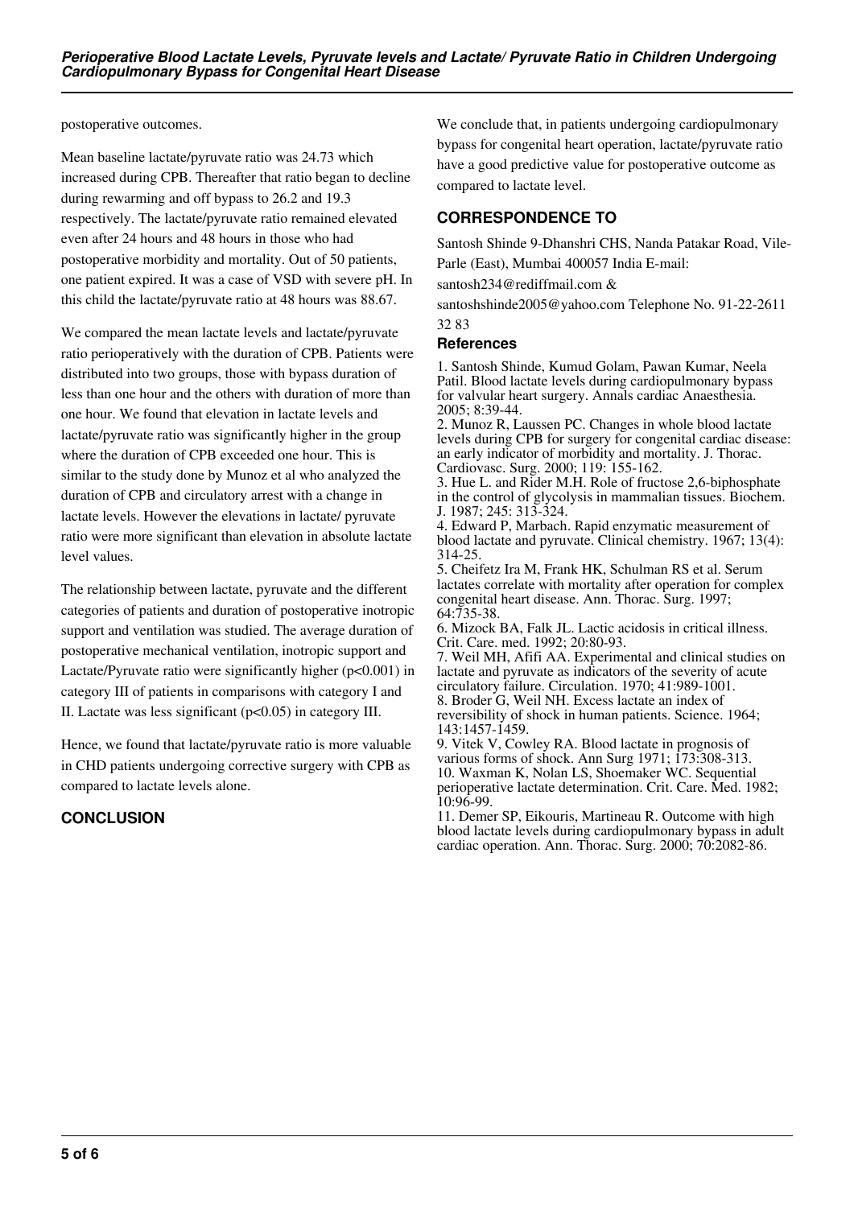postoperative outcomes.

Mean baseline lactate/pyruvate ratio was 24.73 which increased during CPB. Thereafter that ratio began to decline during rewarming and off bypass to 26.2 and 19.3 respectively. The lactate/pyruvate ratio remained elevated even after 24 hours and 48 hours in those who had postoperative morbidity and mortality. Out of 50 patients, one patient expired. It was a case of VSD with severe pH. In this child the lactate/pyruvate ratio at 48 hours was 88.67.

We compared the mean lactate levels and lactate/pyruvate ratio perioperatively with the duration of CPB. Patients were distributed into two groups, those with bypass duration of less than one hour and the others with duration of more than one hour. We found that elevation in lactate levels and lactate/pyruvate ratio was significantly higher in the group where the duration of CPB exceeded one hour. This is similar to the study done by Munoz et al who analyzed the duration of CPB and circulatory arrest with a change in lactate levels. However the elevations in lactate/ pyruvate ratio were more significant than elevation in absolute lactate level values.

The relationship between lactate, pyruvate and the different categories of patients and duration of postoperative inotropic support and ventilation was studied. The average duration of postoperative mechanical ventilation, inotropic support and Lactate/Pyruvate ratio were significantly higher ($p<0.001$) in category III of patients in comparisons with category I and II. Lactate was less significant ($p<0.05$) in category III.

Hence, we found that lactate/pyruvate ratio is more valuable in CHD patients undergoing corrective surgery with CPB as compared to lactate levels alone.

## CONCLUSION

We conclude that, in patients undergoing cardiopulmonary bypass for congenital heart operation, lactate/pyruvate ratio have a good predictive value for postoperative outcome as compared to lactate level.

## CORRESPONDENCE TO

Santosh Shinde 9-Dhanshri CHS, Nanda Patakar Road, Vile-Parle (East), Mumbai 400057 India E-mail: santosh234@rediffmail.com & santoshshinde2005@yahoo.com Telephone No. 91-22-2611 32 83

### References

1. Santosh Shinde, Kumud Golam, Pawan Kumar, Neela Patil. Blood lactate levels during cardiopulmonary bypass for valvular heart surgery. Annals cardiac Anaesthesia. 2005; 8:39-44.
2. Munoz R, Laussen PC. Changes in whole blood lactate levels during CPB for surgery for congenital cardiac disease: an early indicator of morbidity and mortality. J. Thorac. Cardiovasc. Surg. 2000; 119: 155-162.
3. Hue L. and Rider M.H. Role of fructose 2,6-biphosphate in the control of glycolysis in mammalian tissues. Biochem. J. 1987; 245: 313-324.
4. Edward P, Marbach. Rapid enzymatic measurement of blood lactate and pyruvate. Clinical chemistry. 1967; 13(4): 314-25.
5. Cheifetz Ira M, Frank HK, Schulman RS et al. Serum lactates correlate with mortality after operation for complex congenital heart disease. Ann. Thorac. Surg. 1997; 64:735-38.
6. Mizock BA, Falk JL. Lactic acidosis in critical illness. Crit. Care. med. 1992; 20:80-93.
7. Weil MH, Afifi AA. Experimental and clinical studies on lactate and pyruvate as indicators of the severity of acute circulatory failure. Circulation. 1970; 41:989-1001.
8. Broder G, Weil NH. Excess lactate an index of reversibility of shock in human patients. Science. 1964; 143:1457-1459.
9. Vitek V, Cowley RA. Blood lactate in prognosis of various forms of shock. Ann Surg 1971; 173:308-313.
10. Waxman K, Nolan LS, Shoemaker WC. Sequential perioperative lactate determination. Crit. Care. Med. 1982; 10:96-99.
11. Demer SP, Eikouris, Martineau R. Outcome with high blood lactate levels during cardiopulmonary bypass in adult cardiac operation. Ann. Thorac. Surg. 2000; 70:2082-86.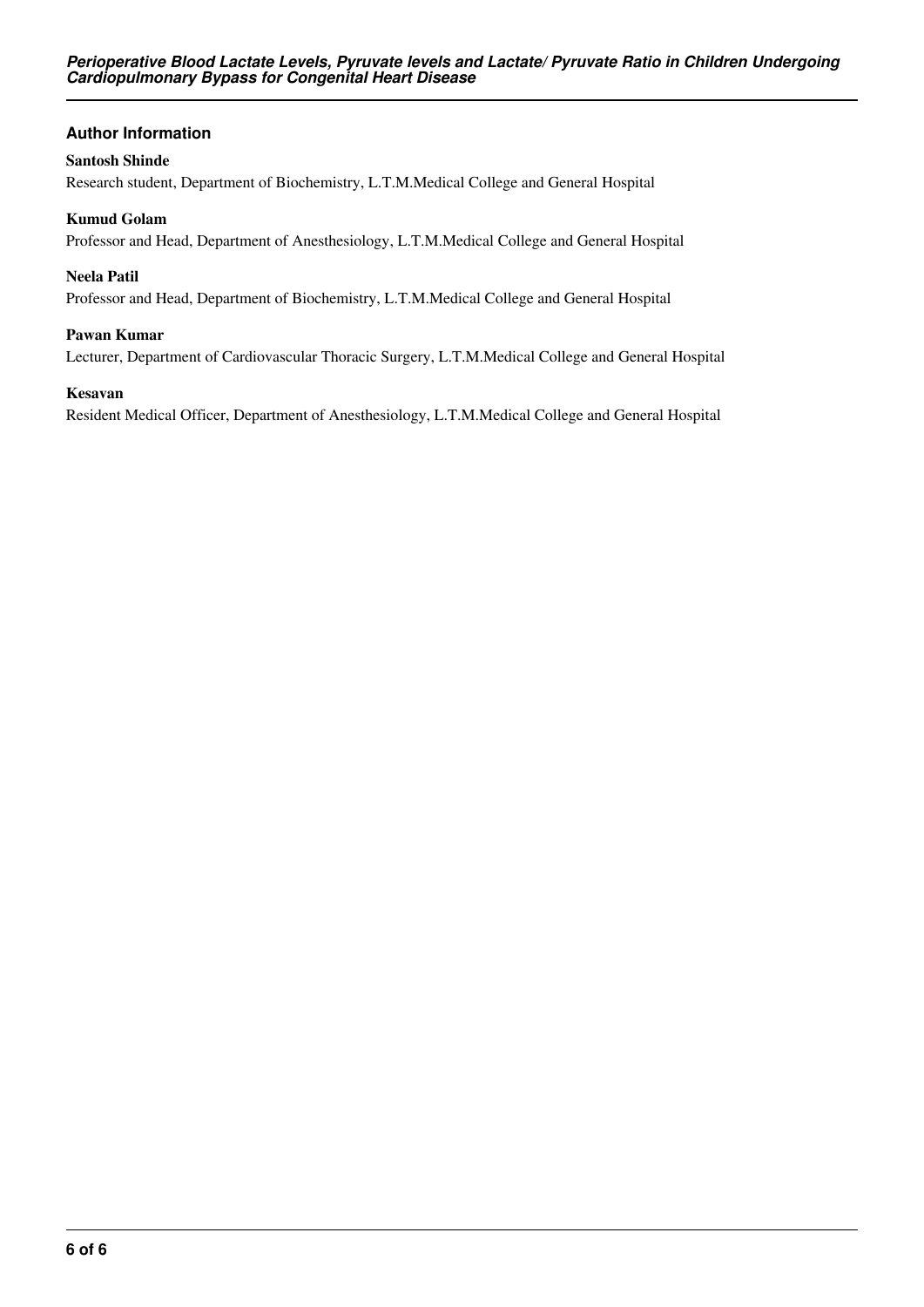## Author Information

**Santosh Shinde**
Research student, Department of Biochemistry, L.T.M.Medical College and General Hospital

**Kumud Golam**
Professor and Head, Department of Anesthesiology, L.T.M.Medical College and General Hospital

**Neela Patil**
Professor and Head, Department of Biochemistry, L.T.M.Medical College and General Hospital

**Pawan Kumar**
Lecturer, Department of Cardiovascular Thoracic Surgery, L.T.M.Medical College and General Hospital

**Kesavan**
Resident Medical Officer, Department of Anesthesiology, L.T.M.Medical College and General Hospital